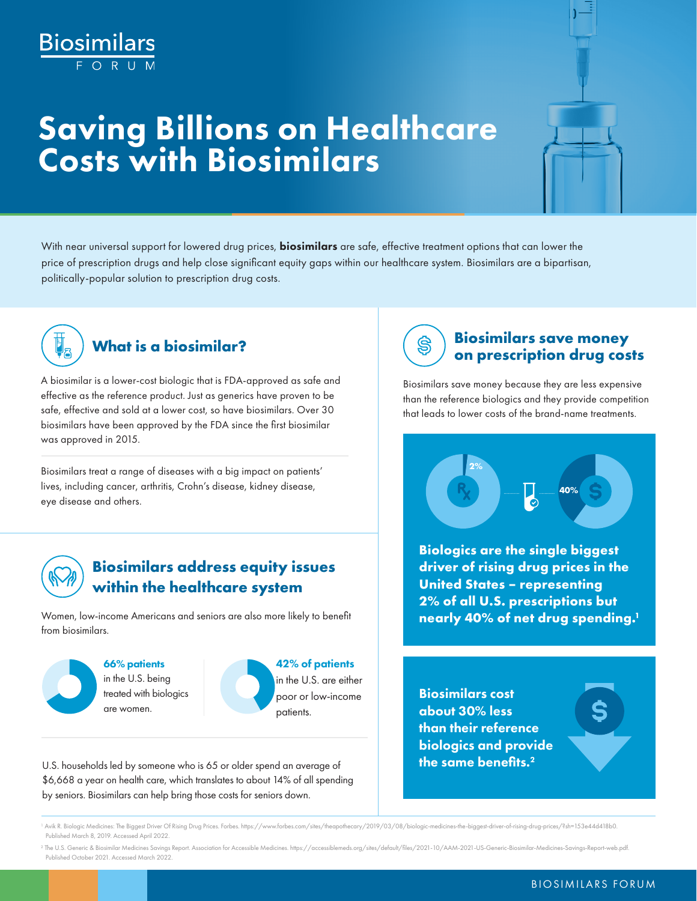Biosimilars FORUM

# Saving Billions on Healthcare Costs with Biosimilars

With near universal support for lowered drug prices, **biosimilars** are safe, effective treatment options that can lower the price of prescription drugs and help close significant equity gaps within our healthcare system. Biosimilars are a bipartisan, politically-popular solution to prescription drug costs.

## What is a biosimilar?

A biosimilar is a lower-cost biologic that is FDA-approved as safe and effective as the reference product. Just as generics have proven to be safe, effective and sold at a lower cost, so have biosimilars. Over 30 biosimilars have been approved by the FDA since the first biosimilar was approved in 2015.

Biosimilars treat a range of diseases with a big impact on patients' lives, including cancer, arthritis, Crohn's disease, kidney disease, eye disease and others.

## Biosimilars address equity issues within the healthcare system

Women, low-income Americans and seniors are also more likely to benefit from biosimilars.

**66% patients** in the U.S. being treated with biologics are women.

**42% of patients** in the U.S. are either poor or low-income patients.

U.S. households led by someone who is 65 or older spend an average of $6,668 a year on health care, which translates to about 14% of all spending by seniors. Biosimilars can help bring those costs for seniors down.

## Biosimilars save money on prescription drug costs

Biosimilars save money because they are less expensive than the reference biologics and they provide competition that leads to lower costs of the brand-name treatments.

2%

40%

**Biologics are the single biggest driver of rising drug prices in the United States – representing 2% of all U.S. prescriptions but nearly 40% of net drug spending.[1]**

**Biosimilars cost about 30% less than their reference biologics and provide the same benefits.[2]**

[1] Avik R. Biologic Medicines: The Biggest Driver Of Rising Drug Prices. Forbes. https://www.forbes.com/sites/theapothecary/2019/03/08/biologic-medicines-the-biggest-driver-of-rising-drug-prices/?sh=153e44d418b0. Published March 8, 2019. Accessed April 2022.

[2] The U.S. Generic & Biosimilar Medicines Savings Report. Association for Accessible Medicines. https://accessiblemeds.org/sites/default/files/2021-10/AAM-2021-US-Generic-Biosimilar-Medicines-Savings-Report-web.pdf. Published October 2021. Accessed March 2022.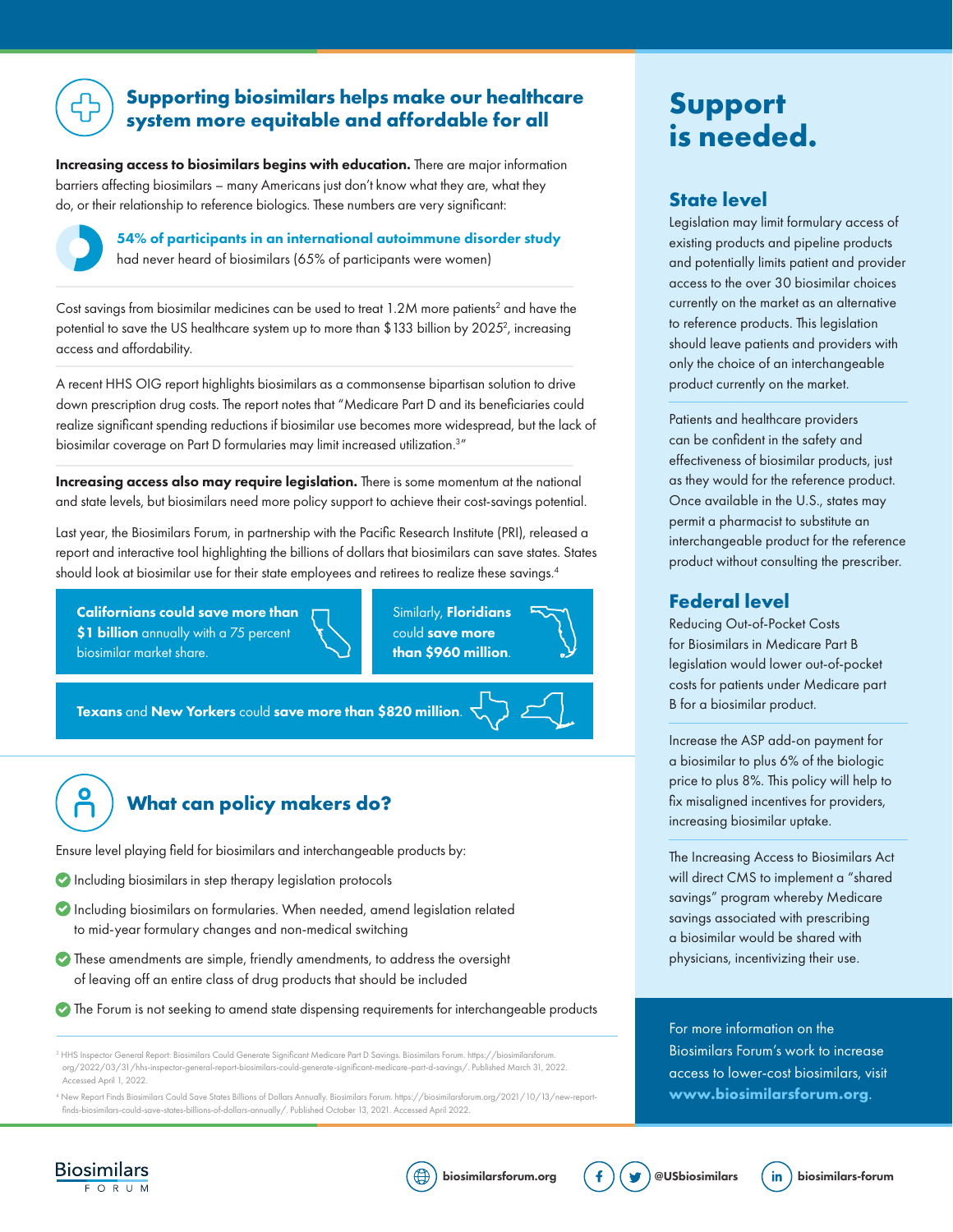## Supporting biosimilars helps make our healthcare system more equitable and affordable for all

**Increasing access to biosimilars begins with education.** There are major information barriers affecting biosimilars – many Americans just don't know what they are, what they do, or their relationship to reference biologics. These numbers are very significant:

**54% of participants in an international autoimmune disorder study** had never heard of biosimilars (65% of participants were women)

Cost savings from biosimilar medicines can be used to treat 1.2M more patients[2] and have the potential to save the US healthcare system up to more than $133 billion by 2025[2], increasing access and affordability.

A recent HHS OIG report highlights biosimilars as a commonsense bipartisan solution to drive down prescription drug costs. The report notes that "Medicare Part D and its beneficiaries could realize significant spending reductions if biosimilar use becomes more widespread, but the lack of biosimilar coverage on Part D formularies may limit increased utilization.[3]"

**Increasing access also may require legislation.** There is some momentum at the national and state levels, but biosimilars need more policy support to achieve their cost-savings potential.

Last year, the Biosimilars Forum, in partnership with the Pacific Research Institute (PRI), released a report and interactive tool highlighting the billions of dollars that biosimilars can save states. States should look at biosimilar use for their state employees and retirees to realize these savings.[4]

**Californians could save more than $1 billion** annually with a 75 percent biosimilar market share.

Similarly, **Floridians** could **save more than $960 million**.

**Texans** and **New Yorkers** could **save more than $820 million**.

## What can policy makers do?

Ensure level playing field for biosimilars and interchangeable products by:

- Including biosimilars in step therapy legislation protocols
- Including biosimilars on formularies. When needed, amend legislation related to mid-year formulary changes and non-medical switching
- These amendments are simple, friendly amendments, to address the oversight of leaving off an entire class of drug products that should be included
- The Forum is not seeking to amend state dispensing requirements for interchangeable products

[3] HHS Inspector General Report: Biosimilars Could Generate Significant Medicare Part D Savings. Biosimilars Forum. https://biosimilarsforum.org/2022/03/31/hhs-inspector-general-report-biosimilars-could-generate-significant-medicare-part-d-savings/. Published March 31, 2022. Accessed April 1, 2022.

[4] New Report Finds Biosimilars Could Save States Billions of Dollars Annually. Biosimilars Forum. https://biosimilarsforum.org/2021/10/13/new-report-finds-biosimilars-could-save-states-billions-of-dollars-annually/. Published October 13, 2021. Accessed April 2022.

# Support is needed.

## State level

Legislation may limit formulary access of existing products and pipeline products and potentially limits patient and provider access to the over 30 biosimilar choices currently on the market as an alternative to reference products. This legislation should leave patients and providers with only the choice of an interchangeable product currently on the market.

Patients and healthcare providers can be confident in the safety and effectiveness of biosimilar products, just as they would for the reference product. Once available in the U.S., states may permit a pharmacist to substitute an interchangeable product for the reference product without consulting the prescriber.

## Federal level

Reducing Out-of-Pocket Costs for Biosimilars in Medicare Part B legislation would lower out-of-pocket costs for patients under Medicare part B for a biosimilar product.

Increase the ASP add-on payment for a biosimilar to plus 6% of the biologic price to plus 8%. This policy will help to fix misaligned incentives for providers, increasing biosimilar uptake.

The Increasing Access to Biosimilars Act will direct CMS to implement a "shared savings" program whereby Medicare savings associated with prescribing a biosimilar would be shared with physicians, incentivizing their use.

For more information on the Biosimilars Forum's work to increase access to lower-cost biosimilars, visit **www.biosimilarsforum.org**.

Biosimilars FORUM

biosimilarsforum.org | @USbiosimilars | biosimilars-forum